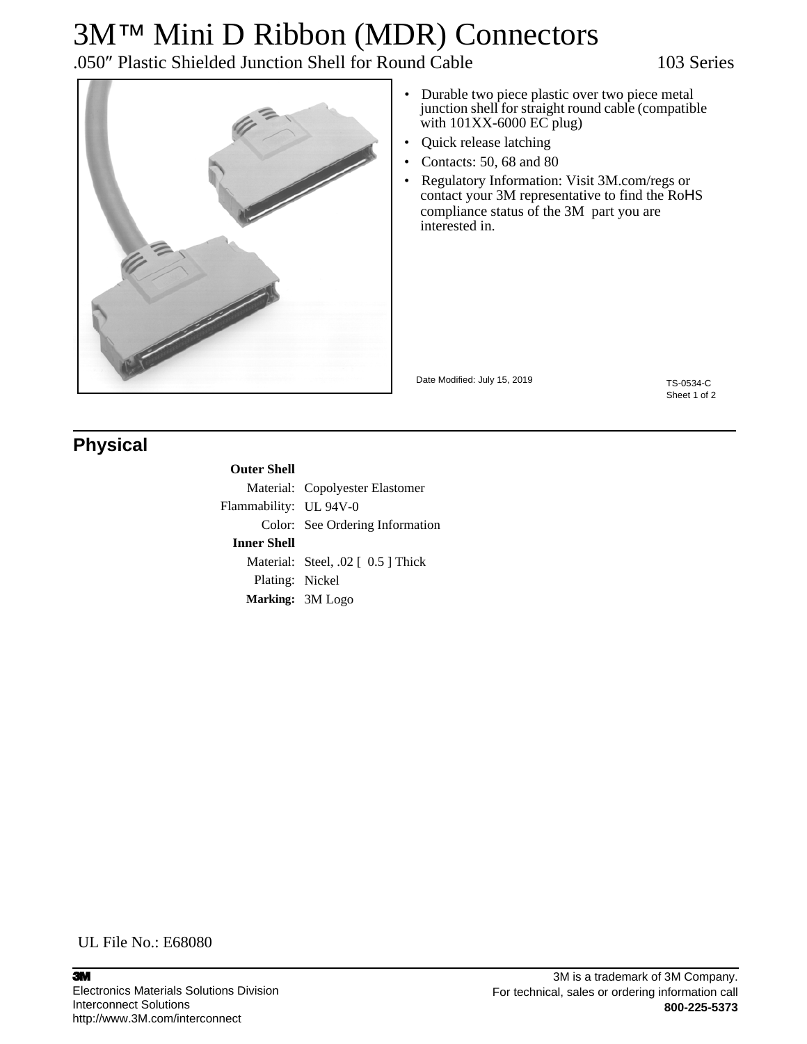# 3M™ Mini D Ribbon (MDR) Connectors

.050″ Plastic Shielded Junction Shell for Round Cable — 103 Series

- Durable two piece plastic over two piece metal junction shell for straight round cable (compatible with 101XX-6000 EC plug)
- Quick release latching
- Contacts: 50, 68 and 80
- Regulatory Information: Visit 3M.com/regs or contact your 3M representative to find the RoHS compliance status of the 3M part you are interested in.

Date Modified: July 15, 2019

TS-0534-C

## Physical

**Outer Shell**

Material: Copolyester Elastomer

Flammability: UL 94V-0

Color: See Ordering Information

**Inner Shell**

Material: Steel, .02 [ 0.5 ] Thick

Plating: Nickel

**Marking:** 3M Logo

UL File No.: E68080

3M

Electronics Materials Solutions Division
Interconnect Solutions
http://www.3M.com/interconnect

3M is a trademark of 3M Company.
For technical, sales or ordering information call
**800-225-5373**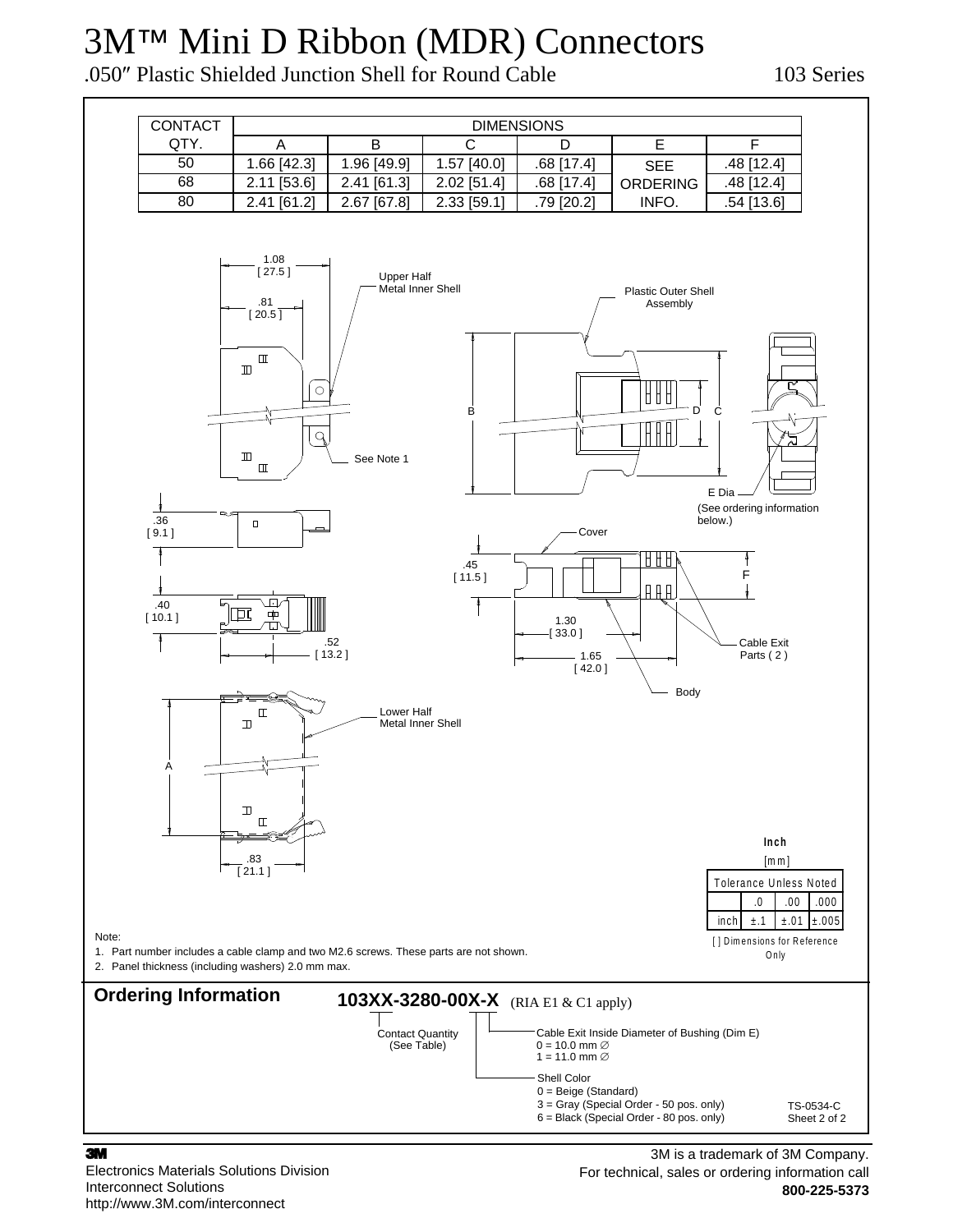# 3M™ Mini D Ribbon (MDR) Connectors

.050″ Plastic Shielded Junction Shell for Round Cable

103 Series

| CONTACT QTY. | DIMENSIONS | | | | | |
|---|---|---|---|---|---|---|
| | A | B | C | D | E | F |
| 50 | 1.66 [42.3] | 1.96 [49.9] | 1.57 [40.0] | .68 [17.4] | SEE ORDERING INFO. | .48 [12.4] |
| 68 | 2.11 [53.6] | 2.41 [61.3] | 2.02 [51.4] | .68 [17.4] | | .48 [12.4] |
| 80 | 2.41 [61.2] | 2.67 [67.8] | 2.33 [59.1] | .79 [20.2] | | .54 [13.6] |

Upper Half Metal Inner Shell

Plastic Outer Shell Assembly

See Note 1

E Dia (See ordering information below.)

Cover

Cable Exit Parts ( 2 )

Body

Lower Half Metal Inner Shell

1.08 [ 27.5 ]; .81 [ 20.5 ]; .36 [ 9.1 ]; .40 [ 10.1 ]; .52 [ 13.2 ]; .45 [ 11.5 ]; 1.30 [ 33.0 ]; 1.65 [ 42.0 ]; .83 [ 21.1 ]

Inch

[mm]

| Tolerance Unless Noted | | | |
|---|---|---|---|
| | .0 | .00 | .000 |
| inch | ±.1 | ±.01 | ±.005 |

[ ] Dimensions for Reference Only

Note:

1. Part number includes a cable clamp and two M2.6 screws. These parts are not shown.
2. Panel thickness (including washers) 2.0 mm max.

## Ordering Information

**103XX-3280-00X-X** (RIA E1 & C1 apply)

- Contact Quantity (See Table)
- Cable Exit Inside Diameter of Bushing (Dim E)
  - 0 = 10.0 mm ∅
  - 1 = 11.0 mm ∅
- Shell Color
  - 0 = Beige (Standard)
  - 3 = Gray (Special Order - 50 pos. only)
  - 6 = Black (Special Order - 80 pos. only)

TS-0534-C

3M

Electronics Materials Solutions Division
Interconnect Solutions
http://www.3M.com/interconnect

3M is a trademark of 3M Company.
For technical, sales or ordering information call
**800-225-5373**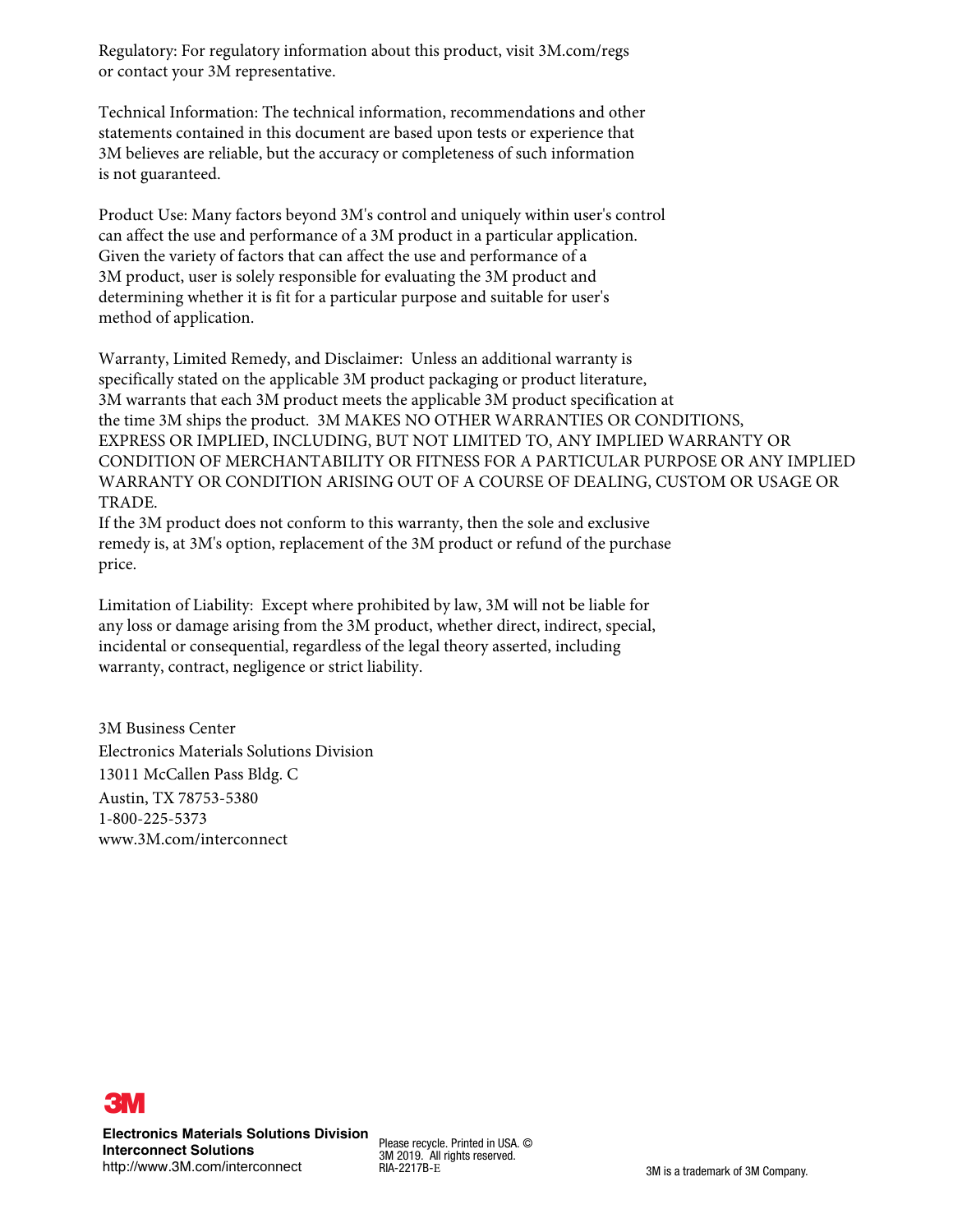Regulatory: For regulatory information about this product, visit 3M.com/regs or contact your 3M representative.

Technical Information: The technical information, recommendations and other statements contained in this document are based upon tests or experience that 3M believes are reliable, but the accuracy or completeness of such information is not guaranteed.

Product Use: Many factors beyond 3M's control and uniquely within user's control can affect the use and performance of a 3M product in a particular application. Given the variety of factors that can affect the use and performance of a 3M product, user is solely responsible for evaluating the 3M product and determining whether it is fit for a particular purpose and suitable for user's method of application.

Warranty, Limited Remedy, and Disclaimer: Unless an additional warranty is specifically stated on the applicable 3M product packaging or product literature, 3M warrants that each 3M product meets the applicable 3M product specification at the time 3M ships the product. 3M MAKES NO OTHER WARRANTIES OR CONDITIONS, EXPRESS OR IMPLIED, INCLUDING, BUT NOT LIMITED TO, ANY IMPLIED WARRANTY OR CONDITION OF MERCHANTABILITY OR FITNESS FOR A PARTICULAR PURPOSE OR ANY IMPLIED WARRANTY OR CONDITION ARISING OUT OF A COURSE OF DEALING, CUSTOM OR USAGE OR TRADE.
If the 3M product does not conform to this warranty, then the sole and exclusive remedy is, at 3M's option, replacement of the 3M product or refund of the purchase price.

Limitation of Liability: Except where prohibited by law, 3M will not be liable for any loss or damage arising from the 3M product, whether direct, indirect, special, incidental or consequential, regardless of the legal theory asserted, including warranty, contract, negligence or strict liability.

3M Business Center
Electronics Materials Solutions Division
13011 McCallen Pass Bldg. C
Austin, TX 78753-5380
1-800-225-5373
www.3M.com/interconnect

3M

**Electronics Materials Solutions Division**
**Interconnect Solutions**
http://www.3M.com/interconnect

Please recycle. Printed in USA. © 3M 2019. All rights reserved.
RIA-2217B-E

3M is a trademark of 3M Company.